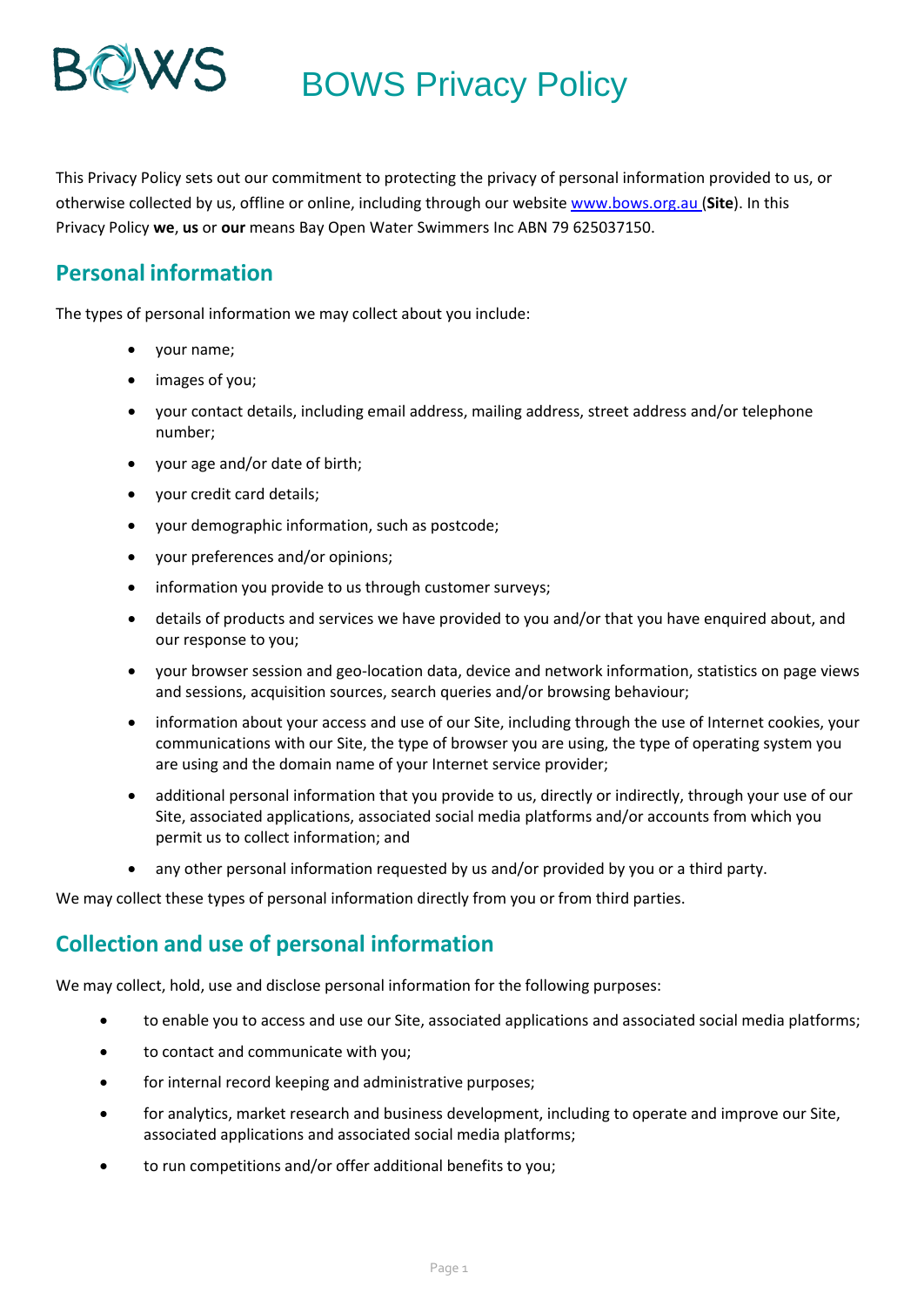# BOWS Privacy Policy

This Privacy Policy sets out our commitment to protecting the privacy of personal information provided to us, or otherwise collected by us, offline or online, including through our website [www.bows.org.au](http://www.bows.org.au) (**Site**). In this Privacy Policy **we**, **us** or **our** means Bay Open Water Swimmers Inc ABN 79 625037150.

## Personal information

The types of personal information we may collect about you include:

- your name;
- images of you;
- your contact details, including email address, mailing address, street address and/or telephone number;
- your age and/or date of birth;
- your credit card details;
- your demographic information, such as postcode;
- your preferences and/or opinions;
- information you provide to us through customer surveys;
- details of products and services we have provided to you and/or that you have enquired about, and our response to you;
- your browser session and geo-location data, device and network information, statistics on page views and sessions, acquisition sources, search queries and/or browsing behaviour;
- information about your access and use of our Site, including through the use of Internet cookies, your communications with our Site, the type of browser you are using, the type of operating system you are using and the domain name of your Internet service provider;
- additional personal information that you provide to us, directly or indirectly, through your use of our Site, associated applications, associated social media platforms and/or accounts from which you permit us to collect information; and
- any other personal information requested by us and/or provided by you or a third party.

We may collect these types of personal information directly from you or from third parties.

## Collection and use of personal information

We may collect, hold, use and disclose personal information for the following purposes:

- to enable you to access and use our Site, associated applications and associated social media platforms;
- to contact and communicate with you;
- for internal record keeping and administrative purposes;
- for analytics, market research and business development, including to operate and improve our Site, associated applications and associated social media platforms;
- to run competitions and/or offer additional benefits to you;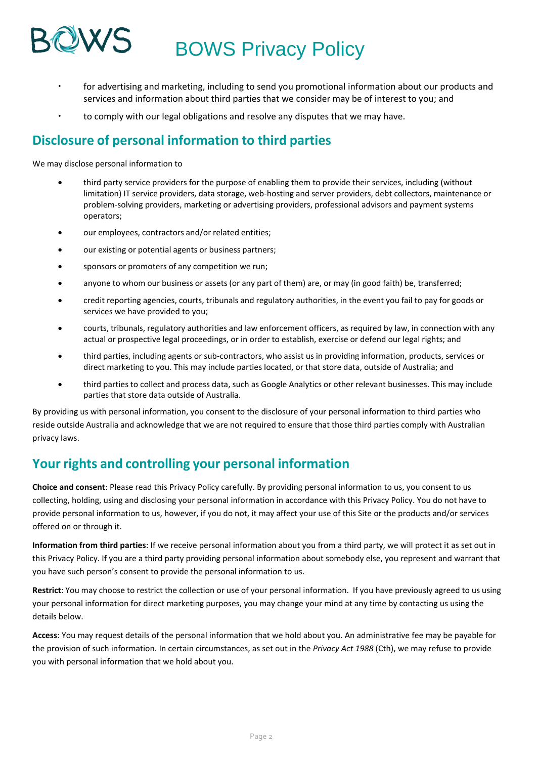- for advertising and marketing, including to send you promotional information about our products and services and information about third parties that we consider may be of interest to you; and
- to comply with our legal obligations and resolve any disputes that we may have.

## Disclosure of personal information to third parties

We may disclose personal information to

- third party service providers for the purpose of enabling them to provide their services, including (without limitation) IT service providers, data storage, web-hosting and server providers, debt collectors, maintenance or problem-solving providers, marketing or advertising providers, professional advisors and payment systems operators;
- our employees, contractors and/or related entities;
- our existing or potential agents or business partners;
- sponsors or promoters of any competition we run;
- anyone to whom our business or assets (or any part of them) are, or may (in good faith) be, transferred;
- credit reporting agencies, courts, tribunals and regulatory authorities, in the event you fail to pay for goods or services we have provided to you;
- courts, tribunals, regulatory authorities and law enforcement officers, as required by law, in connection with any actual or prospective legal proceedings, or in order to establish, exercise or defend our legal rights; and
- third parties, including agents or sub-contractors, who assist us in providing information, products, services or direct marketing to you. This may include parties located, or that store data, outside of Australia; and
- third parties to collect and process data, such as Google Analytics or other relevant businesses. This may include parties that store data outside of Australia.

By providing us with personal information, you consent to the disclosure of your personal information to third parties who reside outside Australia and acknowledge that we are not required to ensure that those third parties comply with Australian privacy laws.

## Your rights and controlling your personal information

**Choice and consent**: Please read this Privacy Policy carefully. By providing personal information to us, you consent to us collecting, holding, using and disclosing your personal information in accordance with this Privacy Policy. You do not have to provide personal information to us, however, if you do not, it may affect your use of this Site or the products and/or services offered on or through it.

**Information from third parties**: If we receive personal information about you from a third party, we will protect it as set out in this Privacy Policy. If you are a third party providing personal information about somebody else, you represent and warrant that you have such person's consent to provide the personal information to us.

**Restrict**: You may choose to restrict the collection or use of your personal information. If you have previously agreed to us using your personal information for direct marketing purposes, you may change your mind at any time by contacting us using the details below.

**Access**: You may request details of the personal information that we hold about you. An administrative fee may be payable for the provision of such information. In certain circumstances, as set out in the *Privacy Act 1988* (Cth), we may refuse to provide you with personal information that we hold about you.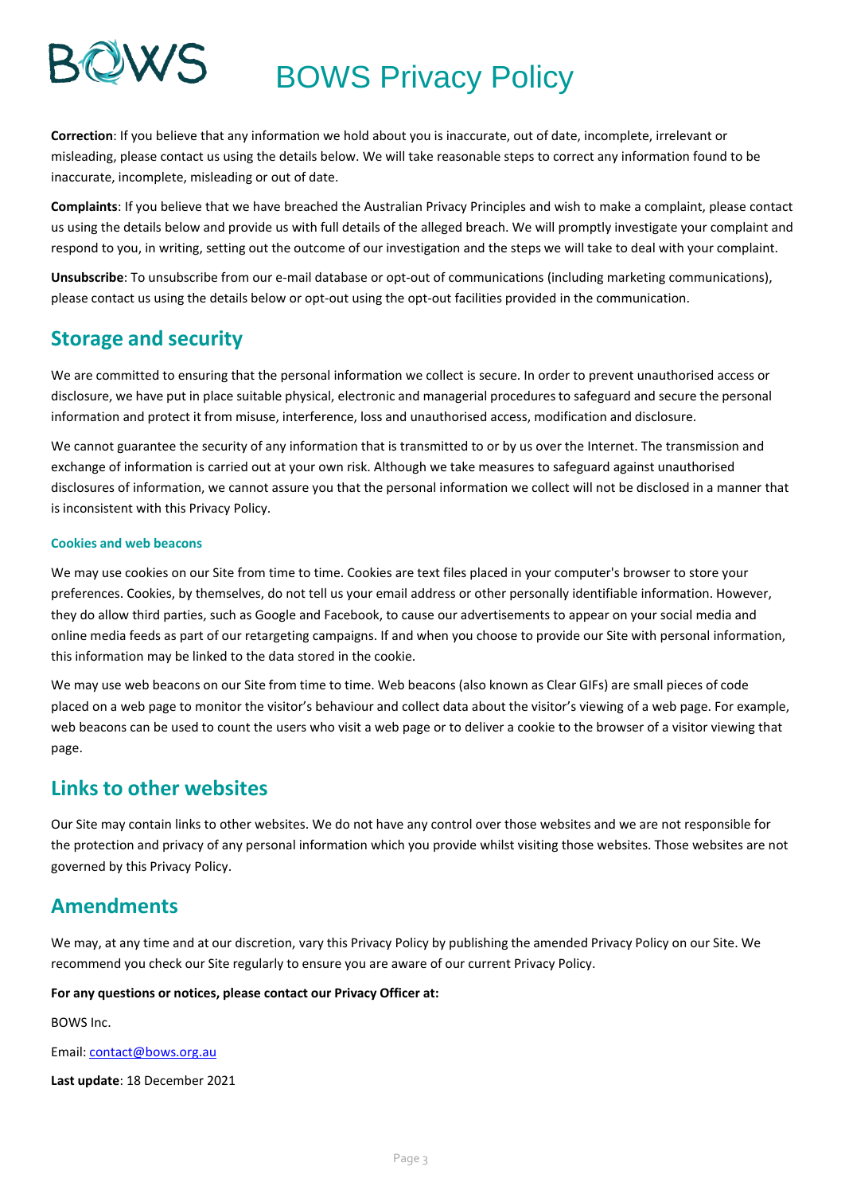**Correction**: If you believe that any information we hold about you is inaccurate, out of date, incomplete, irrelevant or misleading, please contact us using the details below. We will take reasonable steps to correct any information found to be inaccurate, incomplete, misleading or out of date.

**Complaints**: If you believe that we have breached the Australian Privacy Principles and wish to make a complaint, please contact us using the details below and provide us with full details of the alleged breach. We will promptly investigate your complaint and respond to you, in writing, setting out the outcome of our investigation and the steps we will take to deal with your complaint.

**Unsubscribe**: To unsubscribe from our e-mail database or opt-out of communications (including marketing communications), please contact us using the details below or opt-out using the opt-out facilities provided in the communication.

## Storage and security

We are committed to ensuring that the personal information we collect is secure. In order to prevent unauthorised access or disclosure, we have put in place suitable physical, electronic and managerial procedures to safeguard and secure the personal information and protect it from misuse, interference, loss and unauthorised access, modification and disclosure.

We cannot guarantee the security of any information that is transmitted to or by us over the Internet. The transmission and exchange of information is carried out at your own risk. Although we take measures to safeguard against unauthorised disclosures of information, we cannot assure you that the personal information we collect will not be disclosed in a manner that is inconsistent with this Privacy Policy.

### Cookies and web beacons

We may use cookies on our Site from time to time. Cookies are text files placed in your computer's browser to store your preferences. Cookies, by themselves, do not tell us your email address or other personally identifiable information. However, they do allow third parties, such as Google and Facebook, to cause our advertisements to appear on your social media and online media feeds as part of our retargeting campaigns. If and when you choose to provide our Site with personal information, this information may be linked to the data stored in the cookie.

We may use web beacons on our Site from time to time. Web beacons (also known as Clear GIFs) are small pieces of code placed on a web page to monitor the visitor's behaviour and collect data about the visitor's viewing of a web page. For example, web beacons can be used to count the users who visit a web page or to deliver a cookie to the browser of a visitor viewing that page.

## Links to other websites

Our Site may contain links to other websites. We do not have any control over those websites and we are not responsible for the protection and privacy of any personal information which you provide whilst visiting those websites. Those websites are not governed by this Privacy Policy.

## Amendments

We may, at any time and at our discretion, vary this Privacy Policy by publishing the amended Privacy Policy on our Site. We recommend you check our Site regularly to ensure you are aware of our current Privacy Policy.

**For any questions or notices, please contact our Privacy Officer at:**

BOWS Inc.

Email: contact@bows.org.au

**Last update**: 18 December 2021